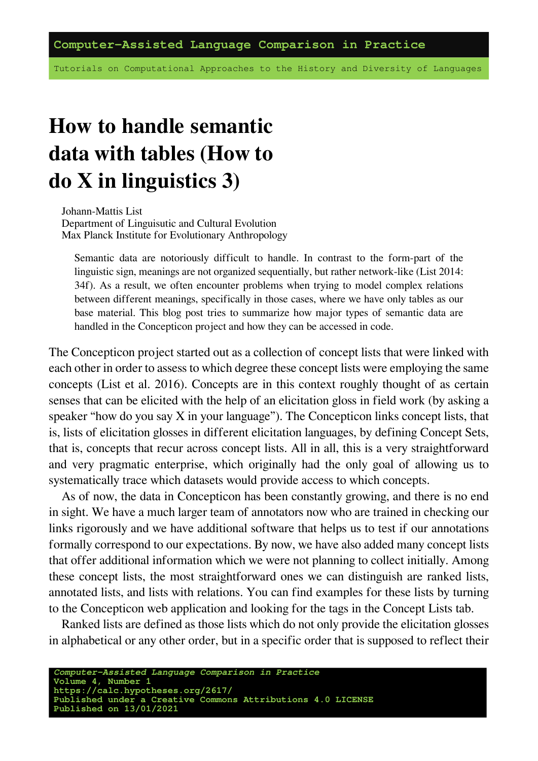# How to handle semantic data with tables (How to do X in linguistics 3)

Johann-Mattis List
Department of Linguisutic and Cultural Evolution
Max Planck Institute for Evolutionary Anthropology

> Semantic data are notoriously difficult to handle. In contrast to the form-part of the linguistic sign, meanings are not organized sequentially, but rather network-like (List 2014: 34f). As a result, we often encounter problems when trying to model complex relations between different meanings, specifically in those cases, where we have only tables as our base material. This blog post tries to summarize how major types of semantic data are handled in the Concepticon project and how they can be accessed in code.

The Concepticon project started out as a collection of concept lists that were linked with each other in order to assess to which degree these concept lists were employing the same concepts (List et al. 2016). Concepts are in this context roughly thought of as certain senses that can be elicited with the help of an elicitation gloss in field work (by asking a speaker "how do you say X in your language"). The Concepticon links concept lists, that is, lists of elicitation glosses in different elicitation languages, by defining Concept Sets, that is, concepts that recur across concept lists. All in all, this is a very straightforward and very pragmatic enterprise, which originally had the only goal of allowing us to systematically trace which datasets would provide access to which concepts.

As of now, the data in Concepticon has been constantly growing, and there is no end in sight. We have a much larger team of annotators now who are trained in checking our links rigorously and we have additional software that helps us to test if our annotations formally correspond to our expectations. By now, we have also added many concept lists that offer additional information which we were not planning to collect initially. Among these concept lists, the most straightforward ones we can distinguish are ranked lists, annotated lists, and lists with relations. You can find examples for these lists by turning to the Concepticon web application and looking for the tags in the Concept Lists tab.

Ranked lists are defined as those lists which do not only provide the elicitation glosses in alphabetical or any other order, but in a specific order that is supposed to reflect their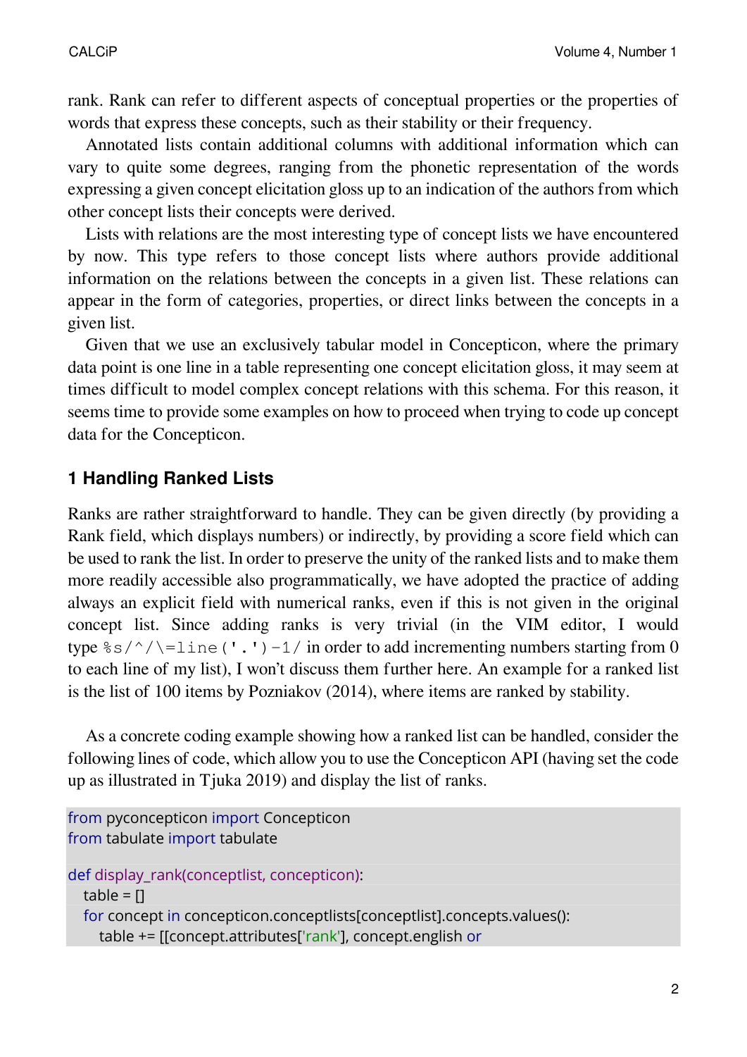rank. Rank can refer to different aspects of conceptual properties or the properties of words that express these concepts, such as their stability or their frequency.

Annotated lists contain additional columns with additional information which can vary to quite some degrees, ranging from the phonetic representation of the words expressing a given concept elicitation gloss up to an indication of the authors from which other concept lists their concepts were derived.

Lists with relations are the most interesting type of concept lists we have encountered by now. This type refers to those concept lists where authors provide additional information on the relations between the concepts in a given list. These relations can appear in the form of categories, properties, or direct links between the concepts in a given list.

Given that we use an exclusively tabular model in Concepticon, where the primary data point is one line in a table representing one concept elicitation gloss, it may seem at times difficult to model complex concept relations with this schema. For this reason, it seems time to provide some examples on how to proceed when trying to code up concept data for the Concepticon.

## 1 Handling Ranked Lists

Ranks are rather straightforward to handle. They can be given directly (by providing a Rank field, which displays numbers) or indirectly, by providing a score field which can be used to rank the list. In order to preserve the unity of the ranked lists and to make them more readily accessible also programmatically, we have adopted the practice of adding always an explicit field with numerical ranks, even if this is not given in the original concept list. Since adding ranks is very trivial (in the VIM editor, I would type `%s/^/\=line('.')-1/` in order to add incrementing numbers starting from 0 to each line of my list), I won't discuss them further here. An example for a ranked list is the list of 100 items by Pozniakov (2014), where items are ranked by stability.

As a concrete coding example showing how a ranked list can be handled, consider the following lines of code, which allow you to use the Concepticon API (having set the code up as illustrated in Tjuka 2019) and display the list of ranks.

```
from pyconcepticon import Concepticon
from tabulate import tabulate

def display_rank(conceptlist, concepticon):
    table = []
    for concept in concepticon.conceptlists[conceptlist].concepts.values():
        table += [[concept.attributes['rank'], concept.english or
```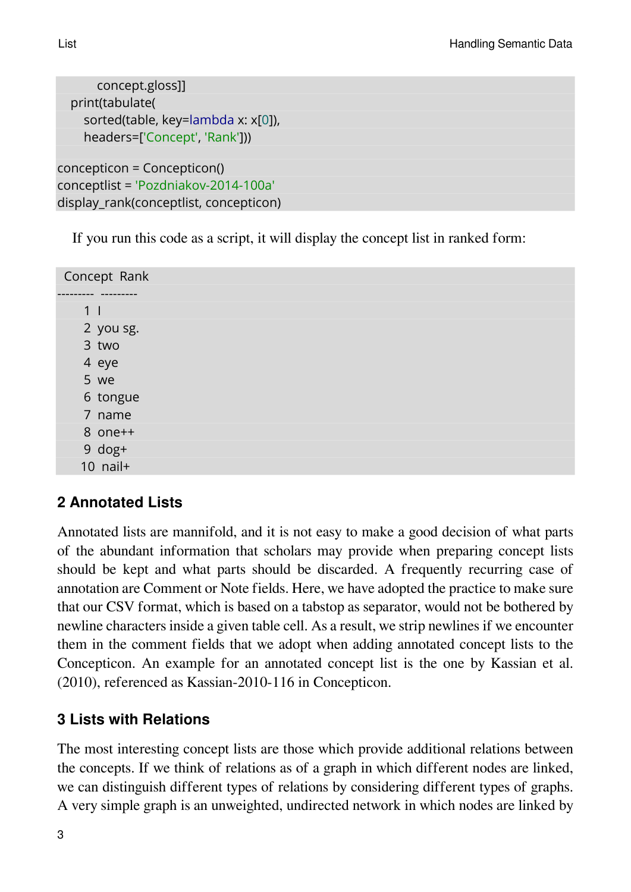```
        concept.gloss]]
    print(tabulate(
        sorted(table, key=lambda x: x[0]),
        headers=['Concept', 'Rank']))

concepticon = Concepticon()
conceptlist = 'Pozdniakov-2014-100a'
display_rank(conceptlist, concepticon)
```

If you run this code as a script, it will display the concept list in ranked form:

```
  Concept  Rank
---------  ---------
        1  I
        2  you sg.
        3  two
        4  eye
        5  we
        6  tongue
        7  name
        8  one++
        9  dog+
       10  nail+
```

## 2 Annotated Lists

Annotated lists are mannifold, and it is not easy to make a good decision of what parts of the abundant information that scholars may provide when preparing concept lists should be kept and what parts should be discarded. A frequently recurring case of annotation are Comment or Note fields. Here, we have adopted the practice to make sure that our CSV format, which is based on a tabstop as separator, would not be bothered by newline characters inside a given table cell. As a result, we strip newlines if we encounter them in the comment fields that we adopt when adding annotated concept lists to the Concepticon. An example for an annotated concept list is the one by Kassian et al. (2010), referenced as Kassian-2010-116 in Concepticon.

## 3 Lists with Relations

The most interesting concept lists are those which provide additional relations between the concepts. If we think of relations as of a graph in which different nodes are linked, we can distinguish different types of relations by considering different types of graphs. A very simple graph is an unweighted, undirected network in which nodes are linked by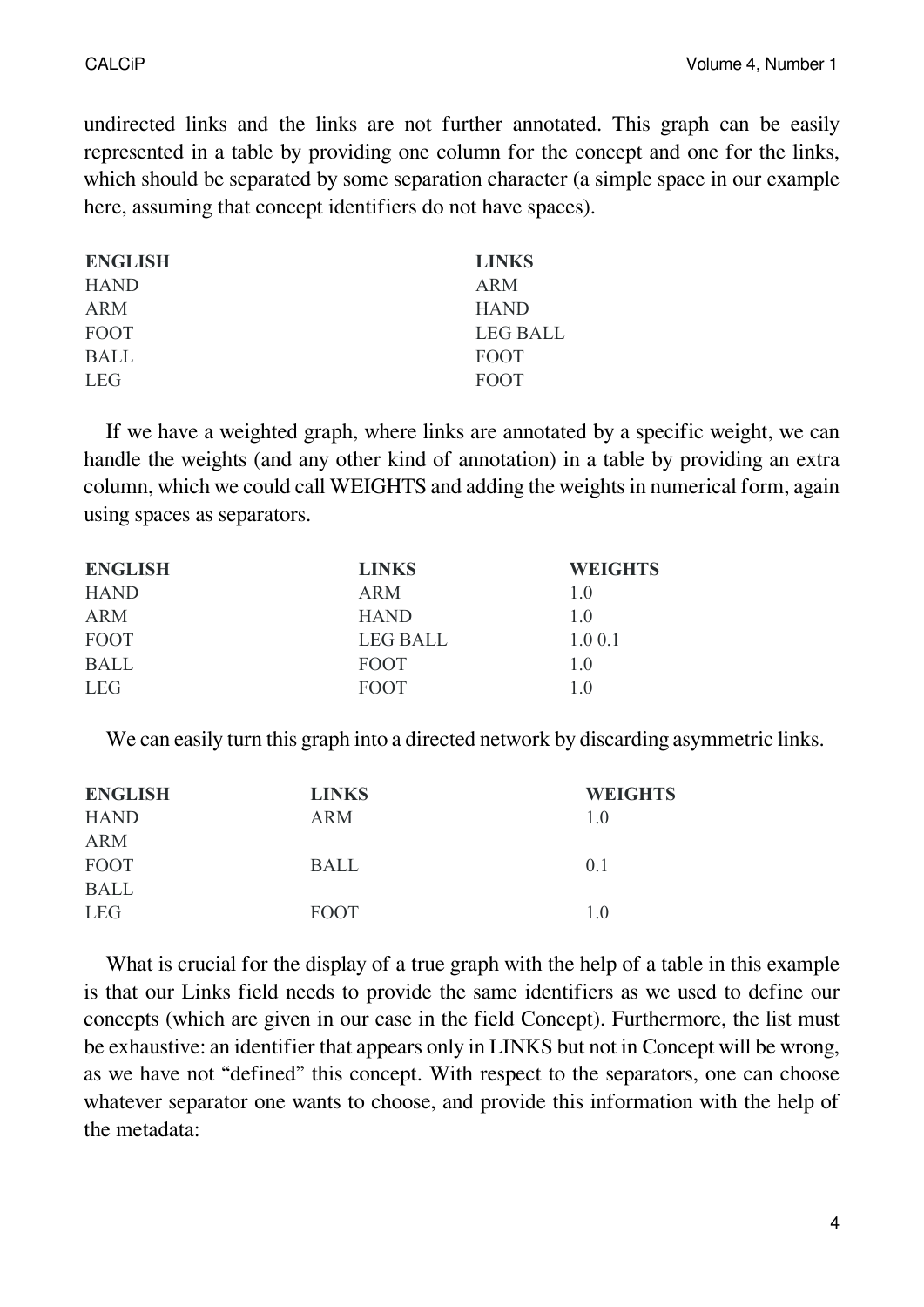undirected links and the links are not further annotated. This graph can be easily represented in a table by providing one column for the concept and one for the links, which should be separated by some separation character (a simple space in our example here, assuming that concept identifiers do not have spaces).

| ENGLISH | LINKS |
| --- | --- |
| HAND | ARM |
| ARM | HAND |
| FOOT | LEG BALL |
| BALL | FOOT |
| LEG | FOOT |

If we have a weighted graph, where links are annotated by a specific weight, we can handle the weights (and any other kind of annotation) in a table by providing an extra column, which we could call WEIGHTS and adding the weights in numerical form, again using spaces as separators.

| ENGLISH | LINKS | WEIGHTS |
| --- | --- | --- |
| HAND | ARM | 1.0 |
| ARM | HAND | 1.0 |
| FOOT | LEG BALL | 1.0 0.1 |
| BALL | FOOT | 1.0 |
| LEG | FOOT | 1.0 |

We can easily turn this graph into a directed network by discarding asymmetric links.

| ENGLISH | LINKS | WEIGHTS |
| --- | --- | --- |
| HAND | ARM | 1.0 |
| ARM | | |
| FOOT | BALL | 0.1 |
| BALL | | |
| LEG | FOOT | 1.0 |

What is crucial for the display of a true graph with the help of a table in this example is that our Links field needs to provide the same identifiers as we used to define our concepts (which are given in our case in the field Concept). Furthermore, the list must be exhaustive: an identifier that appears only in LINKS but not in Concept will be wrong, as we have not "defined" this concept. With respect to the separators, one can choose whatever separator one wants to choose, and provide this information with the help of the metadata: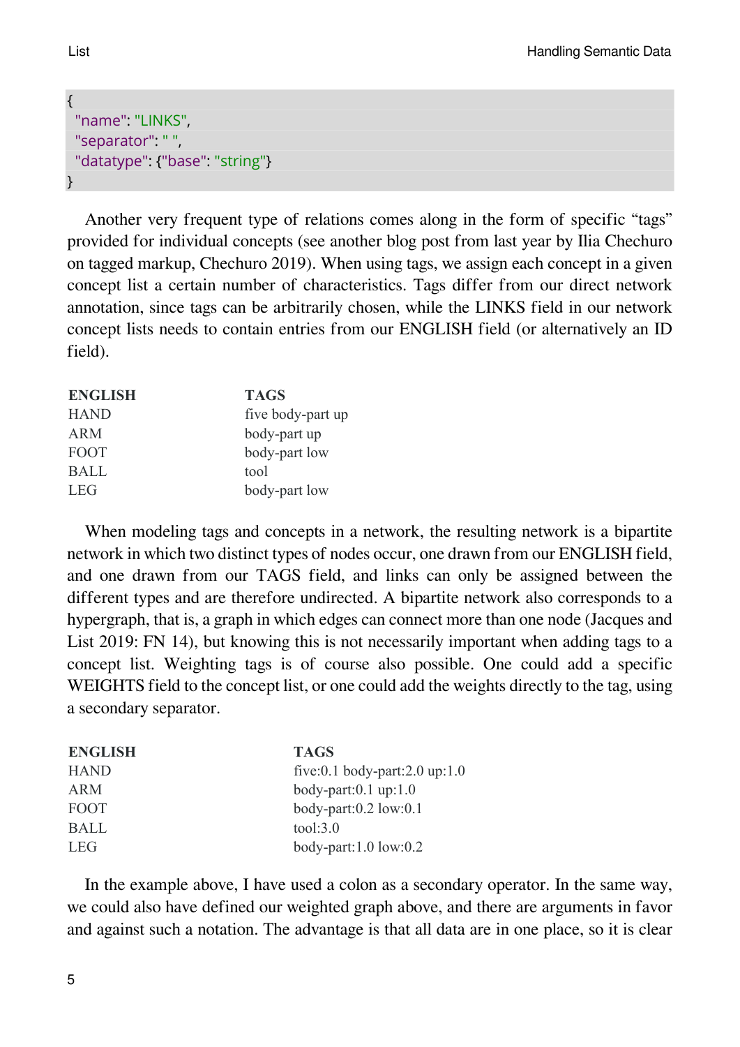```
{
 "name": "LINKS",
 "separator": " ",
 "datatype": {"base": "string"}
}
```

Another very frequent type of relations comes along in the form of specific "tags" provided for individual concepts (see another blog post from last year by Ilia Chechuro on tagged markup, Chechuro 2019). When using tags, we assign each concept in a given concept list a certain number of characteristics. Tags differ from our direct network annotation, since tags can be arbitrarily chosen, while the LINKS field in our network concept lists needs to contain entries from our ENGLISH field (or alternatively an ID field).

| ENGLISH | TAGS |
|---|---|
| HAND | five body-part up |
| ARM | body-part up |
| FOOT | body-part low |
| BALL | tool |
| LEG | body-part low |

When modeling tags and concepts in a network, the resulting network is a bipartite network in which two distinct types of nodes occur, one drawn from our ENGLISH field, and one drawn from our TAGS field, and links can only be assigned between the different types and are therefore undirected. A bipartite network also corresponds to a hypergraph, that is, a graph in which edges can connect more than one node (Jacques and List 2019: FN 14), but knowing this is not necessarily important when adding tags to a concept list. Weighting tags is of course also possible. One could add a specific WEIGHTS field to the concept list, or one could add the weights directly to the tag, using a secondary separator.

| ENGLISH | TAGS |
|---|---|
| HAND | five:0.1 body-part:2.0 up:1.0 |
| ARM | body-part:0.1 up:1.0 |
| FOOT | body-part:0.2 low:0.1 |
| BALL | tool:3.0 |
| LEG | body-part:1.0 low:0.2 |

In the example above, I have used a colon as a secondary operator. In the same way, we could also have defined our weighted graph above, and there are arguments in favor and against such a notation. The advantage is that all data are in one place, so it is clear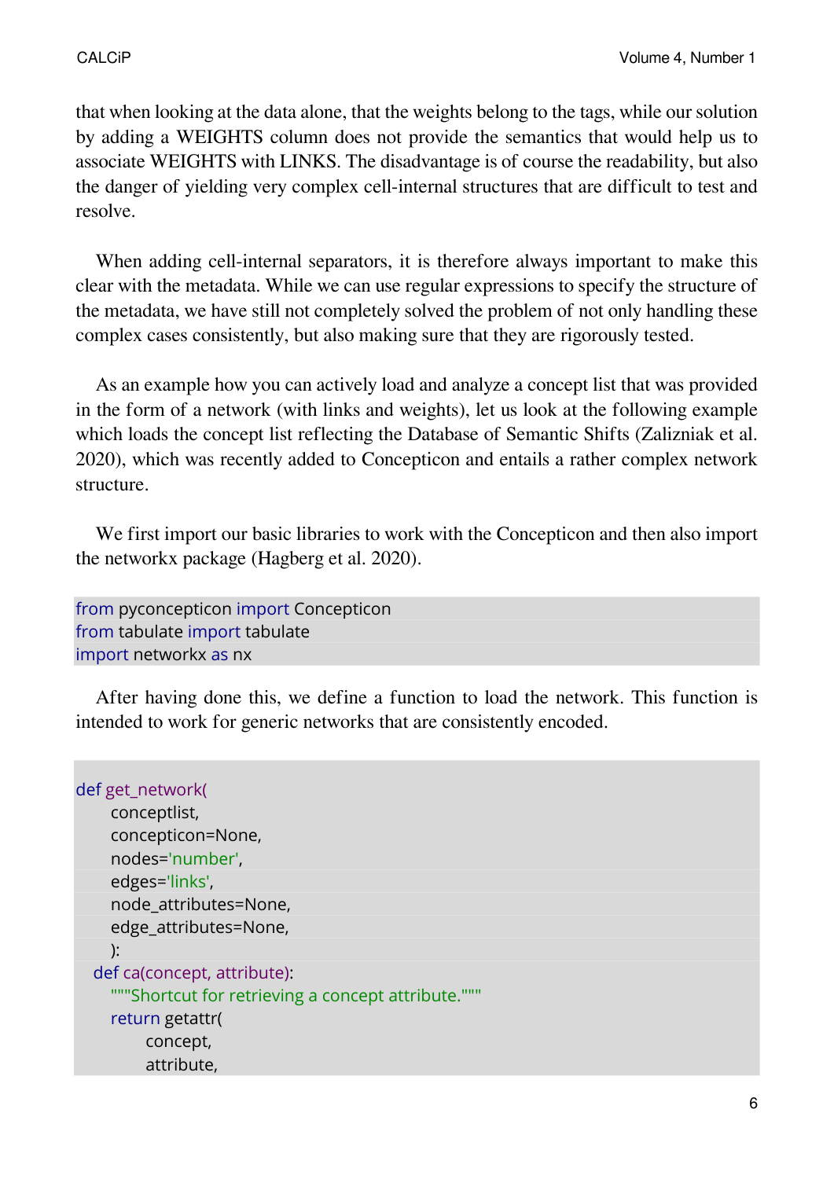that when looking at the data alone, that the weights belong to the tags, while our solution by adding a WEIGHTS column does not provide the semantics that would help us to associate WEIGHTS with LINKS. The disadvantage is of course the readability, but also the danger of yielding very complex cell-internal structures that are difficult to test and resolve.

When adding cell-internal separators, it is therefore always important to make this clear with the metadata. While we can use regular expressions to specify the structure of the metadata, we have still not completely solved the problem of not only handling these complex cases consistently, but also making sure that they are rigorously tested.

As an example how you can actively load and analyze a concept list that was provided in the form of a network (with links and weights), let us look at the following example which loads the concept list reflecting the Database of Semantic Shifts (Zalizniak et al. 2020), which was recently added to Concepticon and entails a rather complex network structure.

We first import our basic libraries to work with the Concepticon and then also import the networkx package (Hagberg et al. 2020).

```
from pyconcepticon import Concepticon
from tabulate import tabulate
import networkx as nx
```

After having done this, we define a function to load the network. This function is intended to work for generic networks that are consistently encoded.

```
def get_network(
        conceptlist,
        concepticon=None,
        nodes='number',
        edges='links',
        node_attributes=None,
        edge_attributes=None,
        ):
    def ca(concept, attribute):
        """Shortcut for retrieving a concept attribute."""
        return getattr(
            concept,
            attribute,
```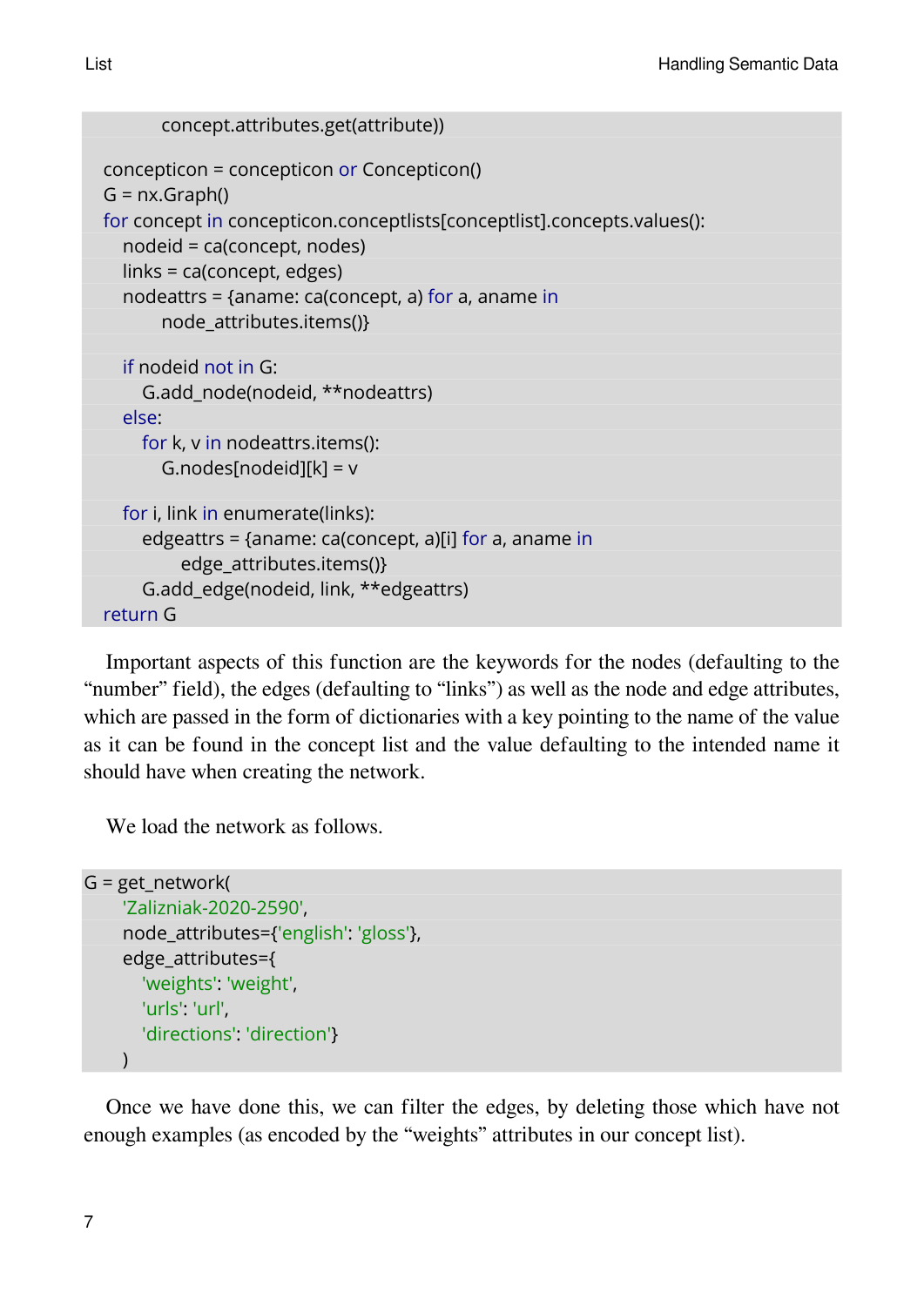```python
            concept.attributes.get(attribute))

    concepticon = concepticon or Concepticon()
    G = nx.Graph()
    for concept in concepticon.conceptlists[conceptlist].concepts.values():
        nodeid = ca(concept, nodes)
        links = ca(concept, edges)
        nodeattrs = {aname: ca(concept, a) for a, aname in
            node_attributes.items()}

        if nodeid not in G:
            G.add_node(nodeid, **nodeattrs)
        else:
            for k, v in nodeattrs.items():
                G.nodes[nodeid][k] = v

        for i, link in enumerate(links):
            edgeattrs = {aname: ca(concept, a)[i] for a, aname in
                edge_attributes.items()}
            G.add_edge(nodeid, link, **edgeattrs)
    return G
```

Important aspects of this function are the keywords for the nodes (defaulting to the "number" field), the edges (defaulting to "links") as well as the node and edge attributes, which are passed in the form of dictionaries with a key pointing to the name of the value as it can be found in the concept list and the value defaulting to the intended name it should have when creating the network.

We load the network as follows.

```python
G = get_network(
    'Zalizniak-2020-2590',
    node_attributes={'english': 'gloss'},
    edge_attributes={
        'weights': 'weight',
        'urls': 'url',
        'directions': 'direction'}
    )
```

Once we have done this, we can filter the edges, by deleting those which have not enough examples (as encoded by the "weights" attributes in our concept list).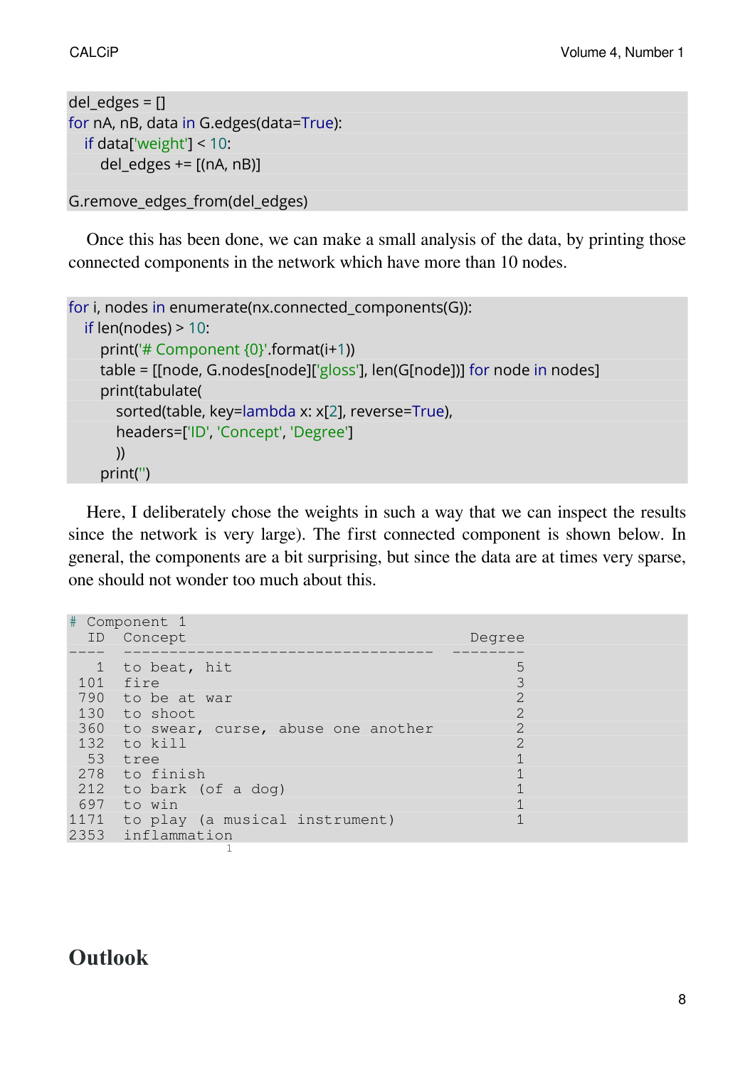```
del_edges = []
for nA, nB, data in G.edges(data=True):
    if data['weight'] < 10:
        del_edges += [(nA, nB)]

G.remove_edges_from(del_edges)
```

Once this has been done, we can make a small analysis of the data, by printing those connected components in the network which have more than 10 nodes.

```
for i, nodes in enumerate(nx.connected_components(G)):
    if len(nodes) > 10:
        print('# Component {0}'.format(i+1))
        table = [[node, G.nodes[node]['gloss'], len(G[node])] for node in nodes]
        print(tabulate(
            sorted(table, key=lambda x: x[2], reverse=True),
            headers=['ID', 'Concept', 'Degree']
            ))
        print('')
```

Here, I deliberately chose the weights in such a way that we can inspect the results since the network is very large). The first connected component is shown below. In general, the components are a bit surprising, but since the data are at times very sparse, one should not wonder too much about this.

```
# Component 1
  ID  Concept                                Degree
----  ---------------------------------  --------
   1  to beat, hit                              5
 101  fire                                      3
 790  to be at war                              2
 130  to shoot                                  2
 360  to swear, curse, abuse one another        2
 132  to kill                                   2
  53  tree                                      1
 278  to finish                                 1
 212  to bark (of a dog)                        1
 697  to win                                    1
1171  to play (a musical instrument)            1
2353  inflammation                              1
```

## Outlook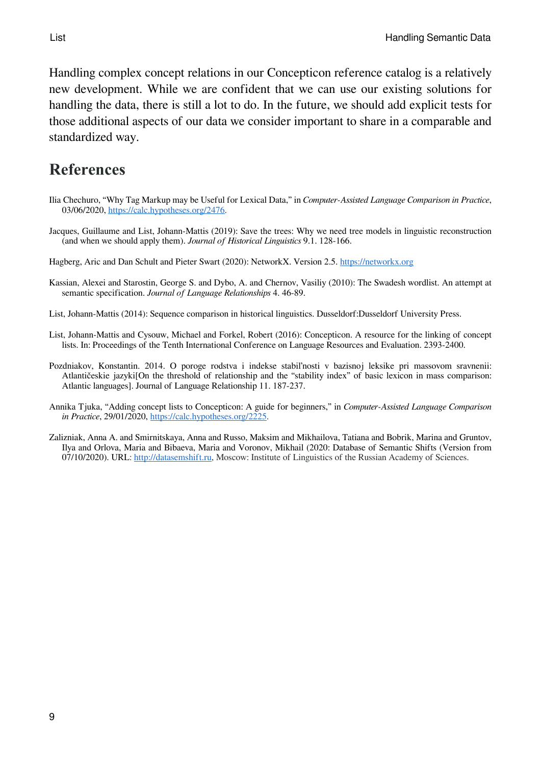Handling complex concept relations in our Concepticon reference catalog is a relatively new development. While we are confident that we can use our existing solutions for handling the data, there is still a lot to do. In the future, we should add explicit tests for those additional aspects of our data we consider important to share in a comparable and standardized way.

# References

Ilia Chechuro, "Why Tag Markup may be Useful for Lexical Data," in *Computer-Assisted Language Comparison in Practice*, 03/06/2020, https://calc.hypotheses.org/2476.

Jacques, Guillaume and List, Johann-Mattis (2019): Save the trees: Why we need tree models in linguistic reconstruction (and when we should apply them). *Journal of Historical Linguistics* 9.1. 128-166.

Hagberg, Aric and Dan Schult and Pieter Swart (2020): NetworkX. Version 2.5. https://networkx.org

Kassian, Alexei and Starostin, George S. and Dybo, A. and Chernov, Vasiliy (2010): The Swadesh wordlist. An attempt at semantic specification. *Journal of Language Relationships* 4. 46-89.

List, Johann-Mattis (2014): Sequence comparison in historical linguistics. Dusseldorf:Dusseldorf University Press.

List, Johann-Mattis and Cysouw, Michael and Forkel, Robert (2016): Concepticon. A resource for the linking of concept lists. In: Proceedings of the Tenth International Conference on Language Resources and Evaluation. 2393-2400.

Pozdniakov, Konstantin. 2014. O poroge rodstva i indekse stabil'nosti v bazisnoj leksike pri massovom sravnenii: Atlantičeskie jazyki[On the threshold of relationship and the "stability index" of basic lexicon in mass comparison: Atlantic languages]. Journal of Language Relationship 11. 187-237.

Annika Tjuka, "Adding concept lists to Concepticon: A guide for beginners," in *Computer-Assisted Language Comparison in Practice*, 29/01/2020, https://calc.hypotheses.org/2225.

Zalizniak, Anna A. and Smirnitskaya, Anna and Russo, Maksim and Mikhailova, Tatiana and Bobrik, Marina and Gruntov, Ilya and Orlova, Maria and Bibaeva, Maria and Voronov, Mikhail (2020: Database of Semantic Shifts (Version from 07/10/2020). URL: http://datasemshift.ru, Moscow: Institute of Linguistics of the Russian Academy of Sciences.